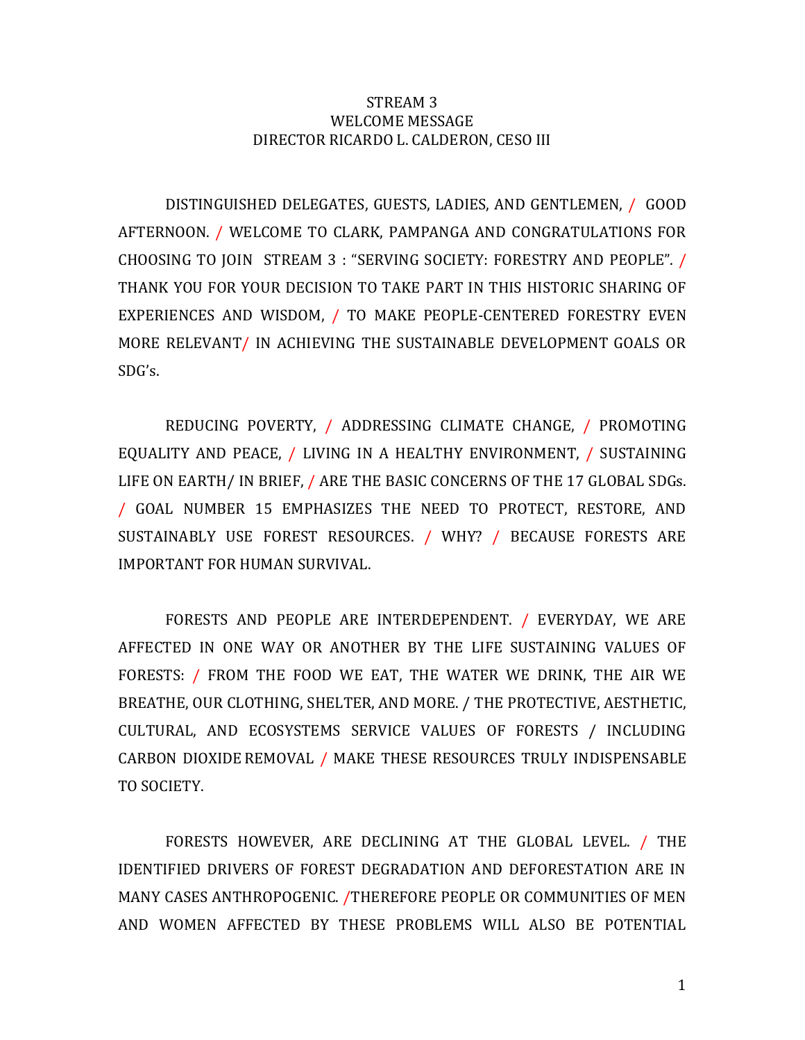STREAM 3
WELCOME MESSAGE
DIRECTOR RICARDO L. CALDERON, CESO III

DISTINGUISHED DELEGATES, GUESTS, LADIES, AND GENTLEMEN, / GOOD AFTERNOON. / WELCOME TO CLARK, PAMPANGA AND CONGRATULATIONS FOR CHOOSING TO JOIN STREAM 3 : "SERVING SOCIETY: FORESTRY AND PEOPLE". / THANK YOU FOR YOUR DECISION TO TAKE PART IN THIS HISTORIC SHARING OF EXPERIENCES AND WISDOM, / TO MAKE PEOPLE-CENTERED FORESTRY EVEN MORE RELEVANT/ IN ACHIEVING THE SUSTAINABLE DEVELOPMENT GOALS OR SDG's.

REDUCING POVERTY, / ADDRESSING CLIMATE CHANGE, / PROMOTING EQUALITY AND PEACE, / LIVING IN A HEALTHY ENVIRONMENT, / SUSTAINING LIFE ON EARTH/ IN BRIEF, / ARE THE BASIC CONCERNS OF THE 17 GLOBAL SDGs. / GOAL NUMBER 15 EMPHASIZES THE NEED TO PROTECT, RESTORE, AND SUSTAINABLY USE FOREST RESOURCES. / WHY? / BECAUSE FORESTS ARE IMPORTANT FOR HUMAN SURVIVAL.

FORESTS AND PEOPLE ARE INTERDEPENDENT. / EVERYDAY, WE ARE AFFECTED IN ONE WAY OR ANOTHER BY THE LIFE SUSTAINING VALUES OF FORESTS: / FROM THE FOOD WE EAT, THE WATER WE DRINK, THE AIR WE BREATHE, OUR CLOTHING, SHELTER, AND MORE. / THE PROTECTIVE, AESTHETIC, CULTURAL, AND ECOSYSTEMS SERVICE VALUES OF FORESTS / INCLUDING CARBON DIOXIDE REMOVAL / MAKE THESE RESOURCES TRULY INDISPENSABLE TO SOCIETY.

FORESTS HOWEVER, ARE DECLINING AT THE GLOBAL LEVEL. / THE IDENTIFIED DRIVERS OF FOREST DEGRADATION AND DEFORESTATION ARE IN MANY CASES ANTHROPOGENIC. /THEREFORE PEOPLE OR COMMUNITIES OF MEN AND WOMEN AFFECTED BY THESE PROBLEMS WILL ALSO BE POTENTIAL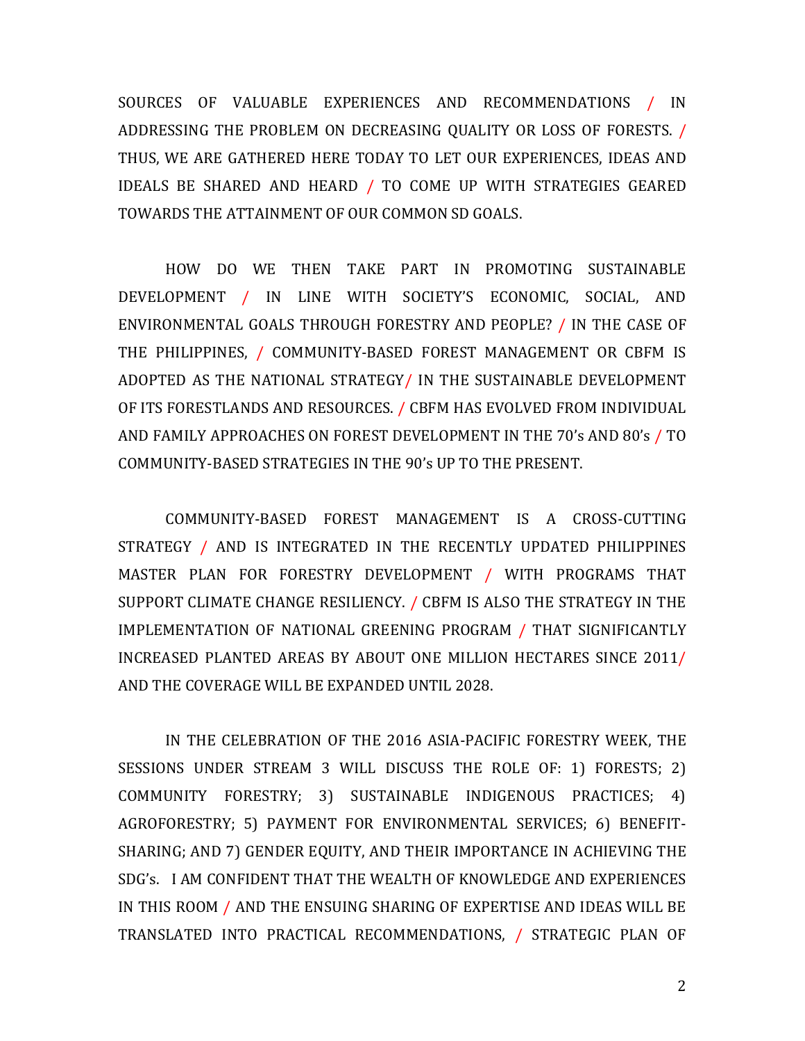SOURCES OF VALUABLE EXPERIENCES AND RECOMMENDATIONS / IN ADDRESSING THE PROBLEM ON DECREASING QUALITY OR LOSS OF FORESTS. / THUS, WE ARE GATHERED HERE TODAY TO LET OUR EXPERIENCES, IDEAS AND IDEALS BE SHARED AND HEARD / TO COME UP WITH STRATEGIES GEARED TOWARDS THE ATTAINMENT OF OUR COMMON SD GOALS.

HOW DO WE THEN TAKE PART IN PROMOTING SUSTAINABLE DEVELOPMENT / IN LINE WITH SOCIETY'S ECONOMIC, SOCIAL, AND ENVIRONMENTAL GOALS THROUGH FORESTRY AND PEOPLE? / IN THE CASE OF THE PHILIPPINES, / COMMUNITY-BASED FOREST MANAGEMENT OR CBFM IS ADOPTED AS THE NATIONAL STRATEGY/ IN THE SUSTAINABLE DEVELOPMENT OF ITS FORESTLANDS AND RESOURCES. / CBFM HAS EVOLVED FROM INDIVIDUAL AND FAMILY APPROACHES ON FOREST DEVELOPMENT IN THE 70's AND 80's / TO COMMUNITY-BASED STRATEGIES IN THE 90's UP TO THE PRESENT.

COMMUNITY-BASED FOREST MANAGEMENT IS A CROSS-CUTTING STRATEGY / AND IS INTEGRATED IN THE RECENTLY UPDATED PHILIPPINES MASTER PLAN FOR FORESTRY DEVELOPMENT / WITH PROGRAMS THAT SUPPORT CLIMATE CHANGE RESILIENCY. / CBFM IS ALSO THE STRATEGY IN THE IMPLEMENTATION OF NATIONAL GREENING PROGRAM / THAT SIGNIFICANTLY INCREASED PLANTED AREAS BY ABOUT ONE MILLION HECTARES SINCE 2011/ AND THE COVERAGE WILL BE EXPANDED UNTIL 2028.

IN THE CELEBRATION OF THE 2016 ASIA-PACIFIC FORESTRY WEEK, THE SESSIONS UNDER STREAM 3 WILL DISCUSS THE ROLE OF: 1) FORESTS; 2) COMMUNITY FORESTRY; 3) SUSTAINABLE INDIGENOUS PRACTICES; 4) AGROFORESTRY; 5) PAYMENT FOR ENVIRONMENTAL SERVICES; 6) BENEFIT-SHARING; AND 7) GENDER EQUITY, AND THEIR IMPORTANCE IN ACHIEVING THE SDG's. I AM CONFIDENT THAT THE WEALTH OF KNOWLEDGE AND EXPERIENCES IN THIS ROOM / AND THE ENSUING SHARING OF EXPERTISE AND IDEAS WILL BE TRANSLATED INTO PRACTICAL RECOMMENDATIONS, / STRATEGIC PLAN OF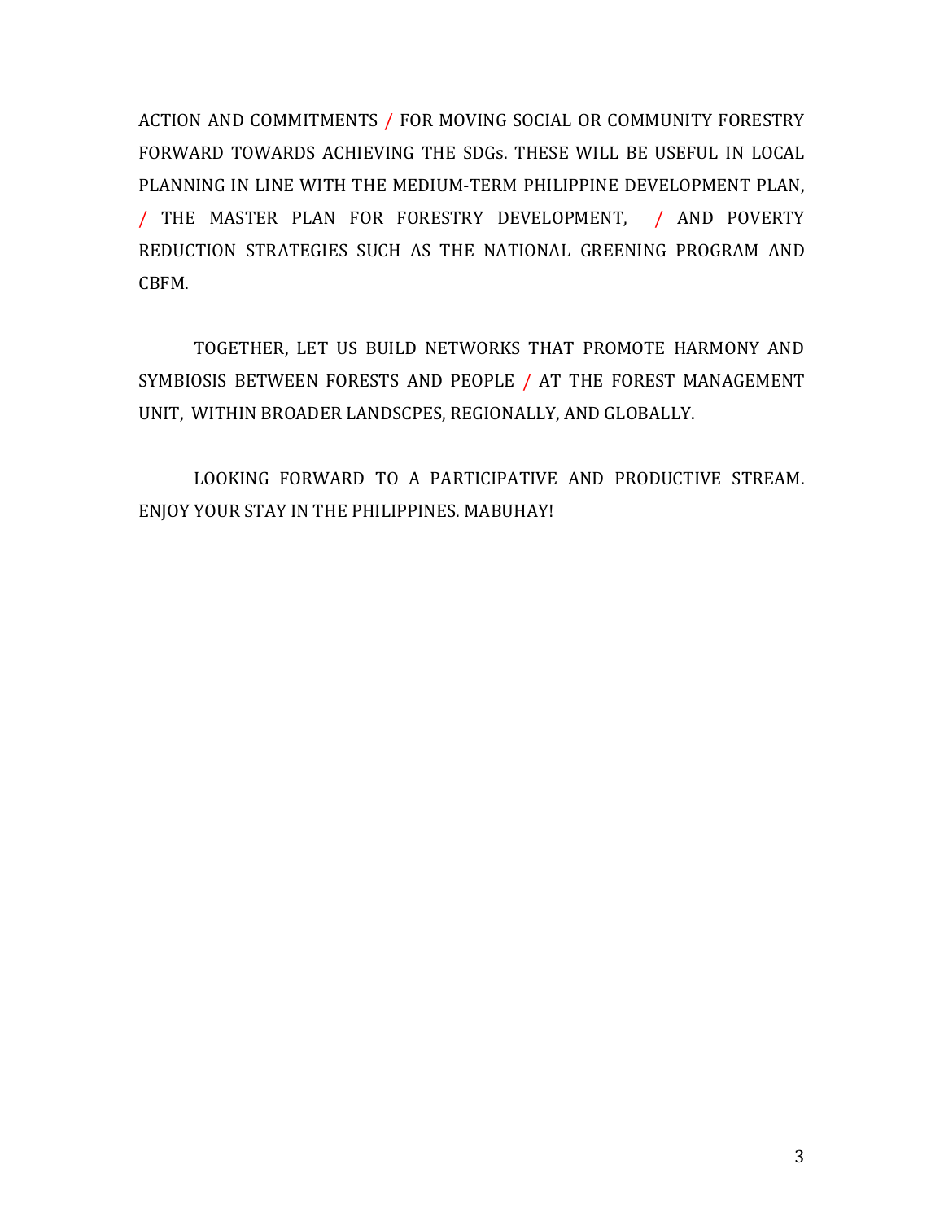ACTION AND COMMITMENTS / FOR MOVING SOCIAL OR COMMUNITY FORESTRY FORWARD TOWARDS ACHIEVING THE SDGs. THESE WILL BE USEFUL IN LOCAL PLANNING IN LINE WITH THE MEDIUM-TERM PHILIPPINE DEVELOPMENT PLAN, / THE MASTER PLAN FOR FORESTRY DEVELOPMENT, / AND POVERTY REDUCTION STRATEGIES SUCH AS THE NATIONAL GREENING PROGRAM AND CBFM.

TOGETHER, LET US BUILD NETWORKS THAT PROMOTE HARMONY AND SYMBIOSIS BETWEEN FORESTS AND PEOPLE / AT THE FOREST MANAGEMENT UNIT, WITHIN BROADER LANDSCPES, REGIONALLY, AND GLOBALLY.

LOOKING FORWARD TO A PARTICIPATIVE AND PRODUCTIVE STREAM. ENJOY YOUR STAY IN THE PHILIPPINES. MABUHAY!